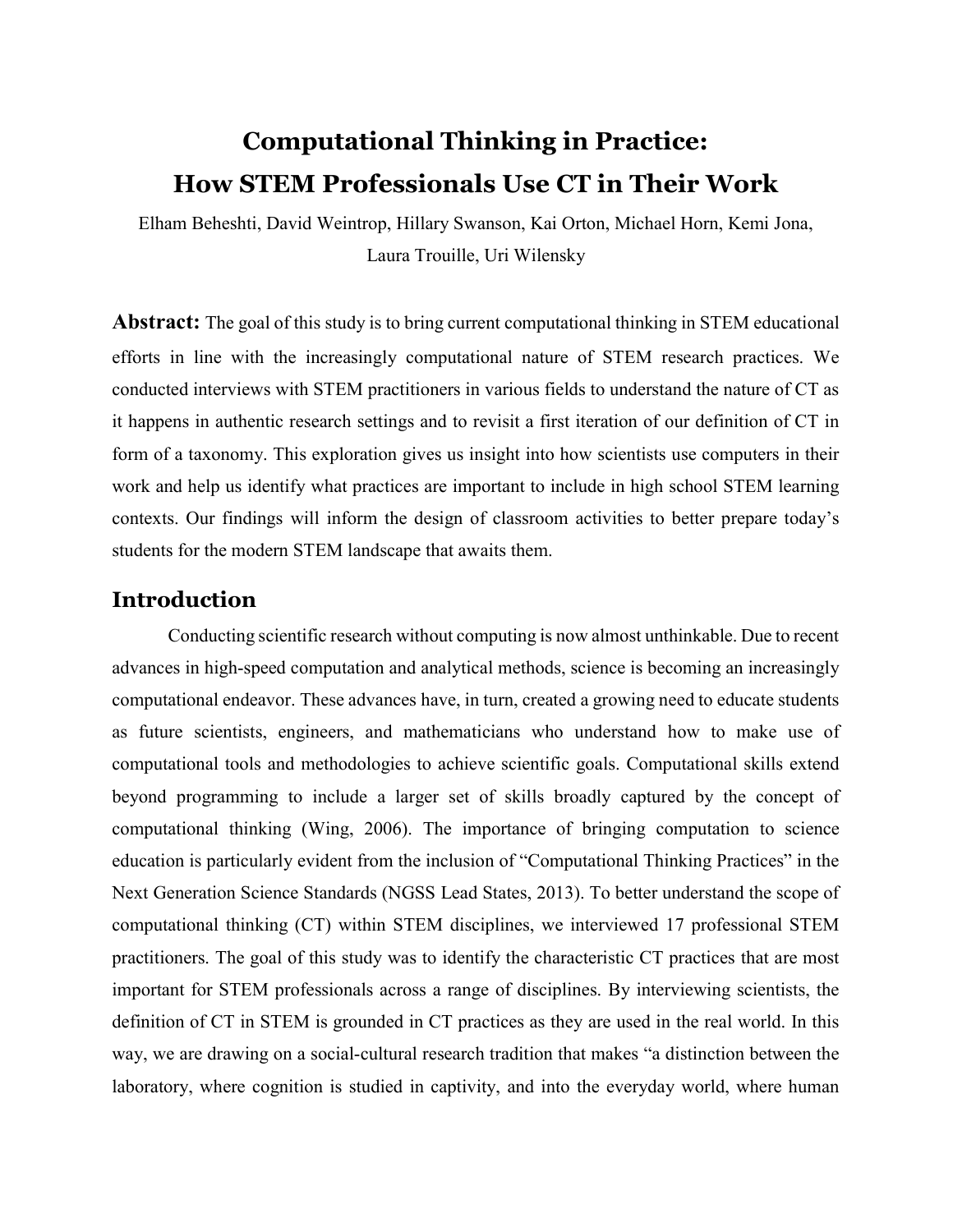# Computational Thinking in Practice: How STEM Professionals Use CT in Their Work

Elham Beheshti, David Weintrop, Hillary Swanson, Kai Orton, Michael Horn, Kemi Jona, Laura Trouille, Uri Wilensky

**Abstract:** The goal of this study is to bring current computational thinking in STEM educational efforts in line with the increasingly computational nature of STEM research practices. We conducted interviews with STEM practitioners in various fields to understand the nature of CT as it happens in authentic research settings and to revisit a first iteration of our definition of CT in form of a taxonomy. This exploration gives us insight into how scientists use computers in their work and help us identify what practices are important to include in high school STEM learning contexts. Our findings will inform the design of classroom activities to better prepare today's students for the modern STEM landscape that awaits them.

## Introduction

Conducting scientific research without computing is now almost unthinkable. Due to recent advances in high-speed computation and analytical methods, science is becoming an increasingly computational endeavor. These advances have, in turn, created a growing need to educate students as future scientists, engineers, and mathematicians who understand how to make use of computational tools and methodologies to achieve scientific goals. Computational skills extend beyond programming to include a larger set of skills broadly captured by the concept of computational thinking (Wing, 2006). The importance of bringing computation to science education is particularly evident from the inclusion of "Computational Thinking Practices" in the Next Generation Science Standards (NGSS Lead States, 2013). To better understand the scope of computational thinking (CT) within STEM disciplines, we interviewed 17 professional STEM practitioners. The goal of this study was to identify the characteristic CT practices that are most important for STEM professionals across a range of disciplines. By interviewing scientists, the definition of CT in STEM is grounded in CT practices as they are used in the real world. In this way, we are drawing on a social-cultural research tradition that makes "a distinction between the laboratory, where cognition is studied in captivity, and into the everyday world, where human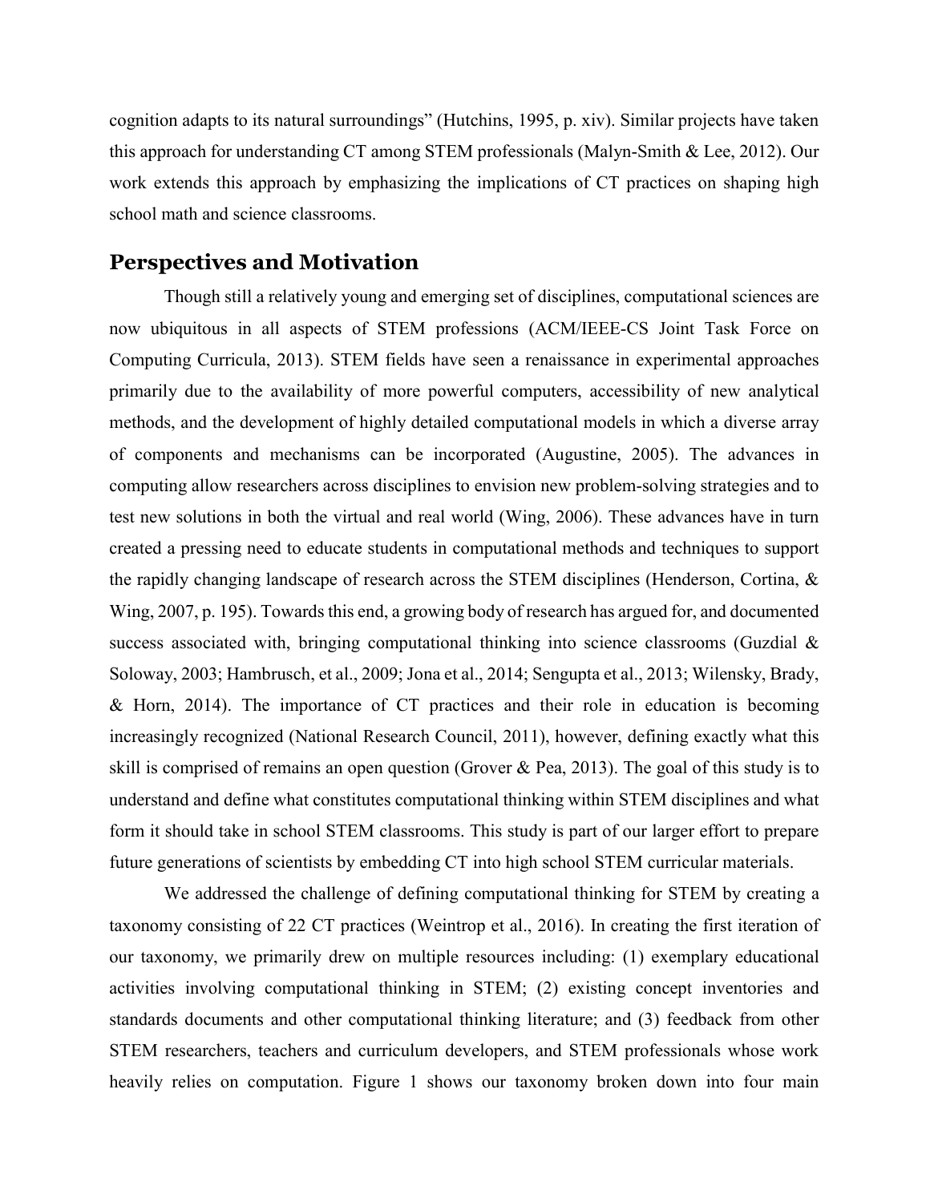cognition adapts to its natural surroundings" (Hutchins, 1995, p. xiv). Similar projects have taken this approach for understanding CT among STEM professionals (Malyn-Smith & Lee, 2012). Our work extends this approach by emphasizing the implications of CT practices on shaping high school math and science classrooms.

## Perspectives and Motivation

Though still a relatively young and emerging set of disciplines, computational sciences are now ubiquitous in all aspects of STEM professions (ACM/IEEE-CS Joint Task Force on Computing Curricula, 2013). STEM fields have seen a renaissance in experimental approaches primarily due to the availability of more powerful computers, accessibility of new analytical methods, and the development of highly detailed computational models in which a diverse array of components and mechanisms can be incorporated (Augustine, 2005). The advances in computing allow researchers across disciplines to envision new problem-solving strategies and to test new solutions in both the virtual and real world (Wing, 2006). These advances have in turn created a pressing need to educate students in computational methods and techniques to support the rapidly changing landscape of research across the STEM disciplines (Henderson, Cortina, & Wing, 2007, p. 195). Towards this end, a growing body of research has argued for, and documented success associated with, bringing computational thinking into science classrooms (Guzdial & Soloway, 2003; Hambrusch, et al., 2009; Jona et al., 2014; Sengupta et al., 2013; Wilensky, Brady, & Horn, 2014). The importance of CT practices and their role in education is becoming increasingly recognized (National Research Council, 2011), however, defining exactly what this skill is comprised of remains an open question (Grover & Pea, 2013). The goal of this study is to understand and define what constitutes computational thinking within STEM disciplines and what form it should take in school STEM classrooms. This study is part of our larger effort to prepare future generations of scientists by embedding CT into high school STEM curricular materials.

We addressed the challenge of defining computational thinking for STEM by creating a taxonomy consisting of 22 CT practices (Weintrop et al., 2016). In creating the first iteration of our taxonomy, we primarily drew on multiple resources including: (1) exemplary educational activities involving computational thinking in STEM; (2) existing concept inventories and standards documents and other computational thinking literature; and (3) feedback from other STEM researchers, teachers and curriculum developers, and STEM professionals whose work heavily relies on computation. Figure 1 shows our taxonomy broken down into four main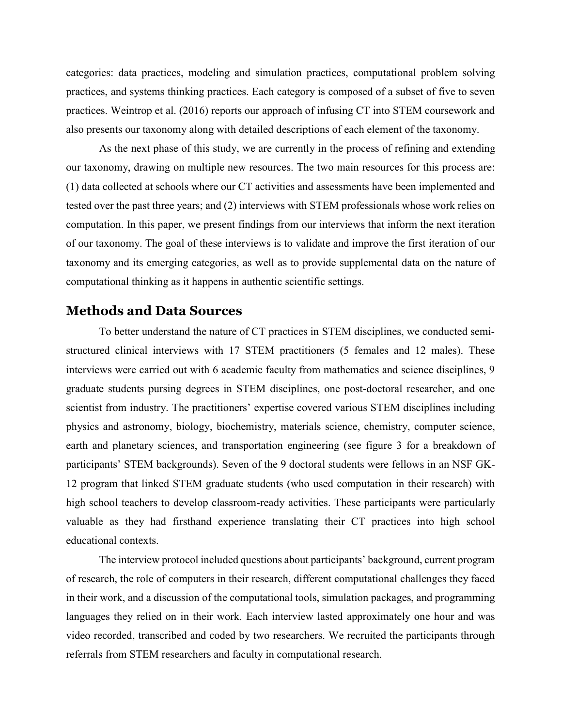categories: data practices, modeling and simulation practices, computational problem solving practices, and systems thinking practices. Each category is composed of a subset of five to seven practices. Weintrop et al. (2016) reports our approach of infusing CT into STEM coursework and also presents our taxonomy along with detailed descriptions of each element of the taxonomy.

As the next phase of this study, we are currently in the process of refining and extending our taxonomy, drawing on multiple new resources. The two main resources for this process are: (1) data collected at schools where our CT activities and assessments have been implemented and tested over the past three years; and (2) interviews with STEM professionals whose work relies on computation. In this paper, we present findings from our interviews that inform the next iteration of our taxonomy. The goal of these interviews is to validate and improve the first iteration of our taxonomy and its emerging categories, as well as to provide supplemental data on the nature of computational thinking as it happens in authentic scientific settings.

## Methods and Data Sources

To better understand the nature of CT practices in STEM disciplines, we conducted semi-structured clinical interviews with 17 STEM practitioners (5 females and 12 males). These interviews were carried out with 6 academic faculty from mathematics and science disciplines, 9 graduate students pursing degrees in STEM disciplines, one post-doctoral researcher, and one scientist from industry. The practitioners' expertise covered various STEM disciplines including physics and astronomy, biology, biochemistry, materials science, chemistry, computer science, earth and planetary sciences, and transportation engineering (see figure 3 for a breakdown of participants' STEM backgrounds). Seven of the 9 doctoral students were fellows in an NSF GK-12 program that linked STEM graduate students (who used computation in their research) with high school teachers to develop classroom-ready activities. These participants were particularly valuable as they had firsthand experience translating their CT practices into high school educational contexts.

The interview protocol included questions about participants' background, current program of research, the role of computers in their research, different computational challenges they faced in their work, and a discussion of the computational tools, simulation packages, and programming languages they relied on in their work. Each interview lasted approximately one hour and was video recorded, transcribed and coded by two researchers. We recruited the participants through referrals from STEM researchers and faculty in computational research.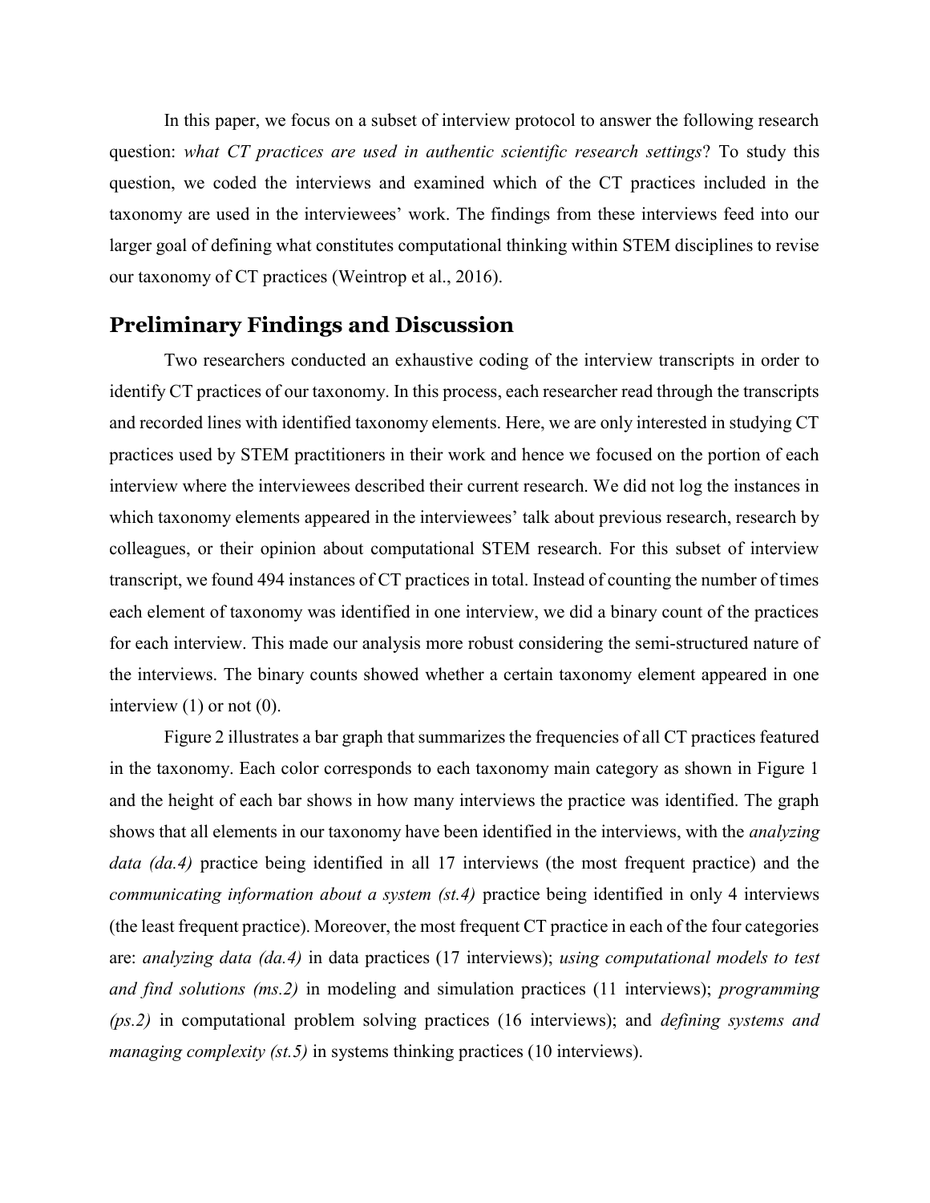In this paper, we focus on a subset of interview protocol to answer the following research question: *what CT practices are used in authentic scientific research settings*? To study this question, we coded the interviews and examined which of the CT practices included in the taxonomy are used in the interviewees' work. The findings from these interviews feed into our larger goal of defining what constitutes computational thinking within STEM disciplines to revise our taxonomy of CT practices (Weintrop et al., 2016).

## Preliminary Findings and Discussion

Two researchers conducted an exhaustive coding of the interview transcripts in order to identify CT practices of our taxonomy. In this process, each researcher read through the transcripts and recorded lines with identified taxonomy elements. Here, we are only interested in studying CT practices used by STEM practitioners in their work and hence we focused on the portion of each interview where the interviewees described their current research. We did not log the instances in which taxonomy elements appeared in the interviewees' talk about previous research, research by colleagues, or their opinion about computational STEM research. For this subset of interview transcript, we found 494 instances of CT practices in total. Instead of counting the number of times each element of taxonomy was identified in one interview, we did a binary count of the practices for each interview. This made our analysis more robust considering the semi-structured nature of the interviews. The binary counts showed whether a certain taxonomy element appeared in one interview (1) or not (0).

Figure 2 illustrates a bar graph that summarizes the frequencies of all CT practices featured in the taxonomy. Each color corresponds to each taxonomy main category as shown in Figure 1 and the height of each bar shows in how many interviews the practice was identified. The graph shows that all elements in our taxonomy have been identified in the interviews, with the *analyzing data (da.4)* practice being identified in all 17 interviews (the most frequent practice) and the *communicating information about a system (st.4)* practice being identified in only 4 interviews (the least frequent practice). Moreover, the most frequent CT practice in each of the four categories are: *analyzing data (da.4)* in data practices (17 interviews); *using computational models to test and find solutions (ms.2)* in modeling and simulation practices (11 interviews); *programming (ps.2)* in computational problem solving practices (16 interviews); and *defining systems and managing complexity (st.5)* in systems thinking practices (10 interviews).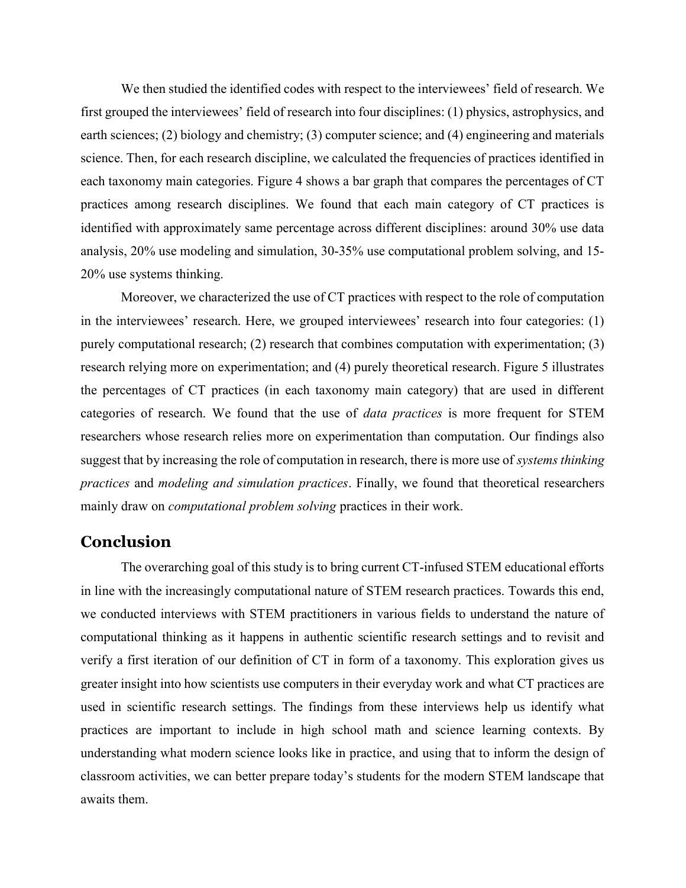We then studied the identified codes with respect to the interviewees' field of research. We first grouped the interviewees' field of research into four disciplines: (1) physics, astrophysics, and earth sciences; (2) biology and chemistry; (3) computer science; and (4) engineering and materials science. Then, for each research discipline, we calculated the frequencies of practices identified in each taxonomy main categories. Figure 4 shows a bar graph that compares the percentages of CT practices among research disciplines. We found that each main category of CT practices is identified with approximately same percentage across different disciplines: around 30% use data analysis, 20% use modeling and simulation, 30-35% use computational problem solving, and 15-20% use systems thinking.

Moreover, we characterized the use of CT practices with respect to the role of computation in the interviewees' research. Here, we grouped interviewees' research into four categories: (1) purely computational research; (2) research that combines computation with experimentation; (3) research relying more on experimentation; and (4) purely theoretical research. Figure 5 illustrates the percentages of CT practices (in each taxonomy main category) that are used in different categories of research. We found that the use of *data practices* is more frequent for STEM researchers whose research relies more on experimentation than computation. Our findings also suggest that by increasing the role of computation in research, there is more use of *systems thinking practices* and *modeling and simulation practices*. Finally, we found that theoretical researchers mainly draw on *computational problem solving* practices in their work.

## Conclusion

The overarching goal of this study is to bring current CT-infused STEM educational efforts in line with the increasingly computational nature of STEM research practices. Towards this end, we conducted interviews with STEM practitioners in various fields to understand the nature of computational thinking as it happens in authentic scientific research settings and to revisit and verify a first iteration of our definition of CT in form of a taxonomy. This exploration gives us greater insight into how scientists use computers in their everyday work and what CT practices are used in scientific research settings. The findings from these interviews help us identify what practices are important to include in high school math and science learning contexts. By understanding what modern science looks like in practice, and using that to inform the design of classroom activities, we can better prepare today's students for the modern STEM landscape that awaits them.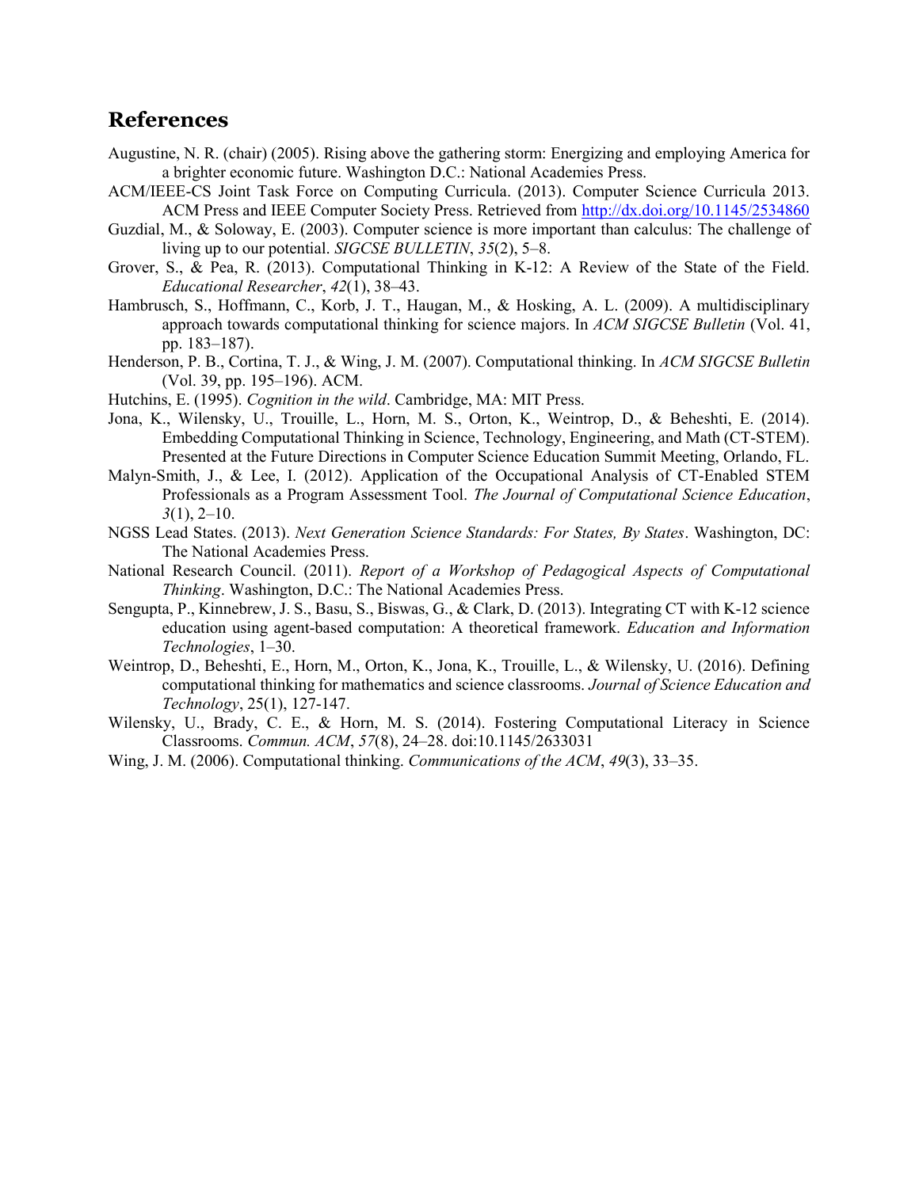## References

Augustine, N. R. (chair) (2005). Rising above the gathering storm: Energizing and employing America for a brighter economic future. Washington D.C.: National Academies Press.

ACM/IEEE-CS Joint Task Force on Computing Curricula. (2013). Computer Science Curricula 2013. ACM Press and IEEE Computer Society Press. Retrieved from http://dx.doi.org/10.1145/2534860

Guzdial, M., & Soloway, E. (2003). Computer science is more important than calculus: The challenge of living up to our potential. *SIGCSE BULLETIN*, *35*(2), 5–8.

Grover, S., & Pea, R. (2013). Computational Thinking in K-12: A Review of the State of the Field. *Educational Researcher*, *42*(1), 38–43.

Hambrusch, S., Hoffmann, C., Korb, J. T., Haugan, M., & Hosking, A. L. (2009). A multidisciplinary approach towards computational thinking for science majors. In *ACM SIGCSE Bulletin* (Vol. 41, pp. 183–187).

Henderson, P. B., Cortina, T. J., & Wing, J. M. (2007). Computational thinking. In *ACM SIGCSE Bulletin* (Vol. 39, pp. 195–196). ACM.

Hutchins, E. (1995). *Cognition in the wild*. Cambridge, MA: MIT Press.

Jona, K., Wilensky, U., Trouille, L., Horn, M. S., Orton, K., Weintrop, D., & Beheshti, E. (2014). Embedding Computational Thinking in Science, Technology, Engineering, and Math (CT-STEM). Presented at the Future Directions in Computer Science Education Summit Meeting, Orlando, FL.

Malyn-Smith, J., & Lee, I. (2012). Application of the Occupational Analysis of CT-Enabled STEM Professionals as a Program Assessment Tool. *The Journal of Computational Science Education*, *3*(1), 2–10.

NGSS Lead States. (2013). *Next Generation Science Standards: For States, By States*. Washington, DC: The National Academies Press.

National Research Council. (2011). *Report of a Workshop of Pedagogical Aspects of Computational Thinking*. Washington, D.C.: The National Academies Press.

Sengupta, P., Kinnebrew, J. S., Basu, S., Biswas, G., & Clark, D. (2013). Integrating CT with K-12 science education using agent-based computation: A theoretical framework. *Education and Information Technologies*, 1–30.

Weintrop, D., Beheshti, E., Horn, M., Orton, K., Jona, K., Trouille, L., & Wilensky, U. (2016). Defining computational thinking for mathematics and science classrooms. *Journal of Science Education and Technology*, 25(1), 127-147.

Wilensky, U., Brady, C. E., & Horn, M. S. (2014). Fostering Computational Literacy in Science Classrooms. *Commun. ACM*, *57*(8), 24–28. doi:10.1145/2633031

Wing, J. M. (2006). Computational thinking. *Communications of the ACM*, *49*(3), 33–35.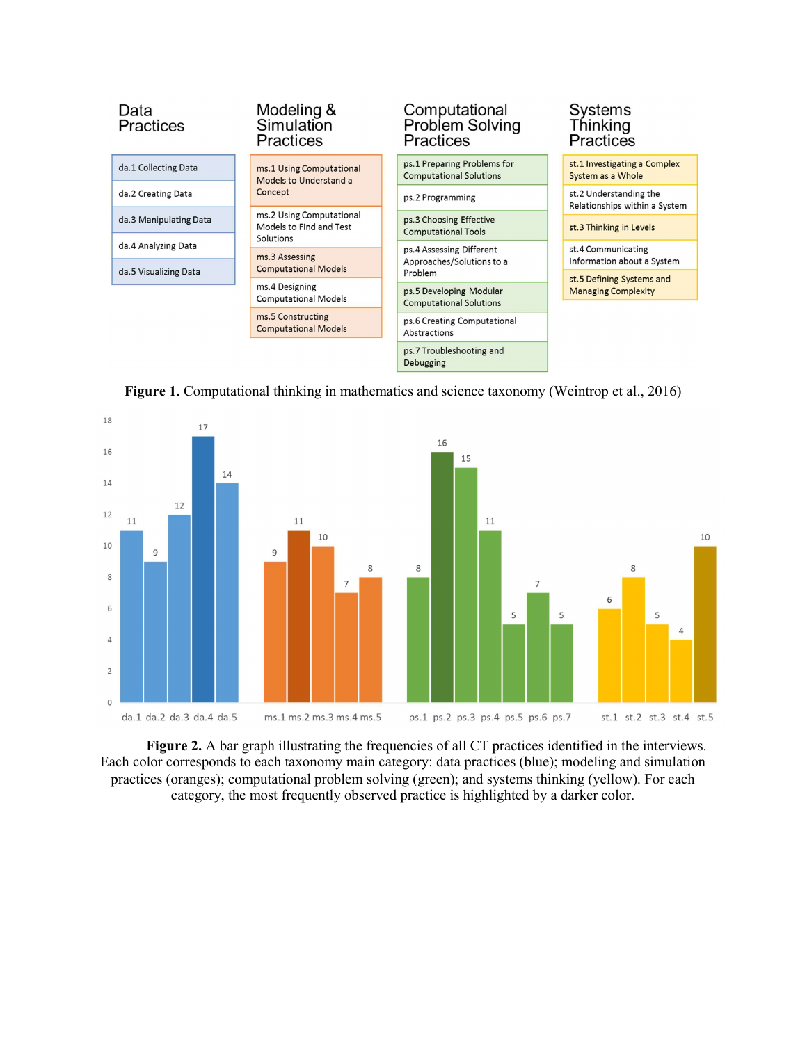| Data Practices | Modeling & Simulation Practices | Computational Problem Solving Practices | Systems Thinking Practices |
|---|---|---|---|
| da.1 Collecting Data | ms.1 Using Computational Models to Understand a Concept | ps.1 Preparing Problems for Computational Solutions | st.1 Investigating a Complex System as a Whole |
| da.2 Creating Data | ms.2 Using Computational Models to Find and Test Solutions | ps.2 Programming | st.2 Understanding the Relationships within a System |
| da.3 Manipulating Data | ms.3 Assessing Computational Models | ps.3 Choosing Effective Computational Tools | st.3 Thinking in Levels |
| da.4 Analyzing Data | ms.4 Designing Computational Models | ps.4 Assessing Different Approaches/Solutions to a Problem | st.4 Communicating Information about a System |
| da.5 Visualizing Data | ms.5 Constructing Computational Models | ps.5 Developing Modular Computational Solutions | st.5 Defining Systems and Managing Complexity |
| | | ps.6 Creating Computational Abstractions | |
| | | ps.7 Troubleshooting and Debugging | |

**Figure 1.** Computational thinking in mathematics and science taxonomy (Weintrop et al., 2016)

| Practice | Frequency |
|---|---|
| da.1 | 11 |
| da.2 | 9 |
| da.3 | 12 |
| da.4 | 17 |
| da.5 | 14 |
| ms.1 | 9 |
| ms.2 | 11 |
| ms.3 | 10 |
| ms.4 | 7 |
| ms.5 | 8 |
| ps.1 | 8 |
| ps.2 | 16 |
| ps.3 | 15 |
| ps.4 | 11 |
| ps.5 | 5 |
| ps.6 | 7 |
| ps.7 | 5 |
| st.1 | 6 |
| st.2 | 8 |
| st.3 | 5 |
| st.4 | 4 |
| st.5 | 10 |

**Figure 2.** A bar graph illustrating the frequencies of all CT practices identified in the interviews. Each color corresponds to each taxonomy main category: data practices (blue); modeling and simulation practices (oranges); computational problem solving (green); and systems thinking (yellow). For each category, the most frequently observed practice is highlighted by a darker color.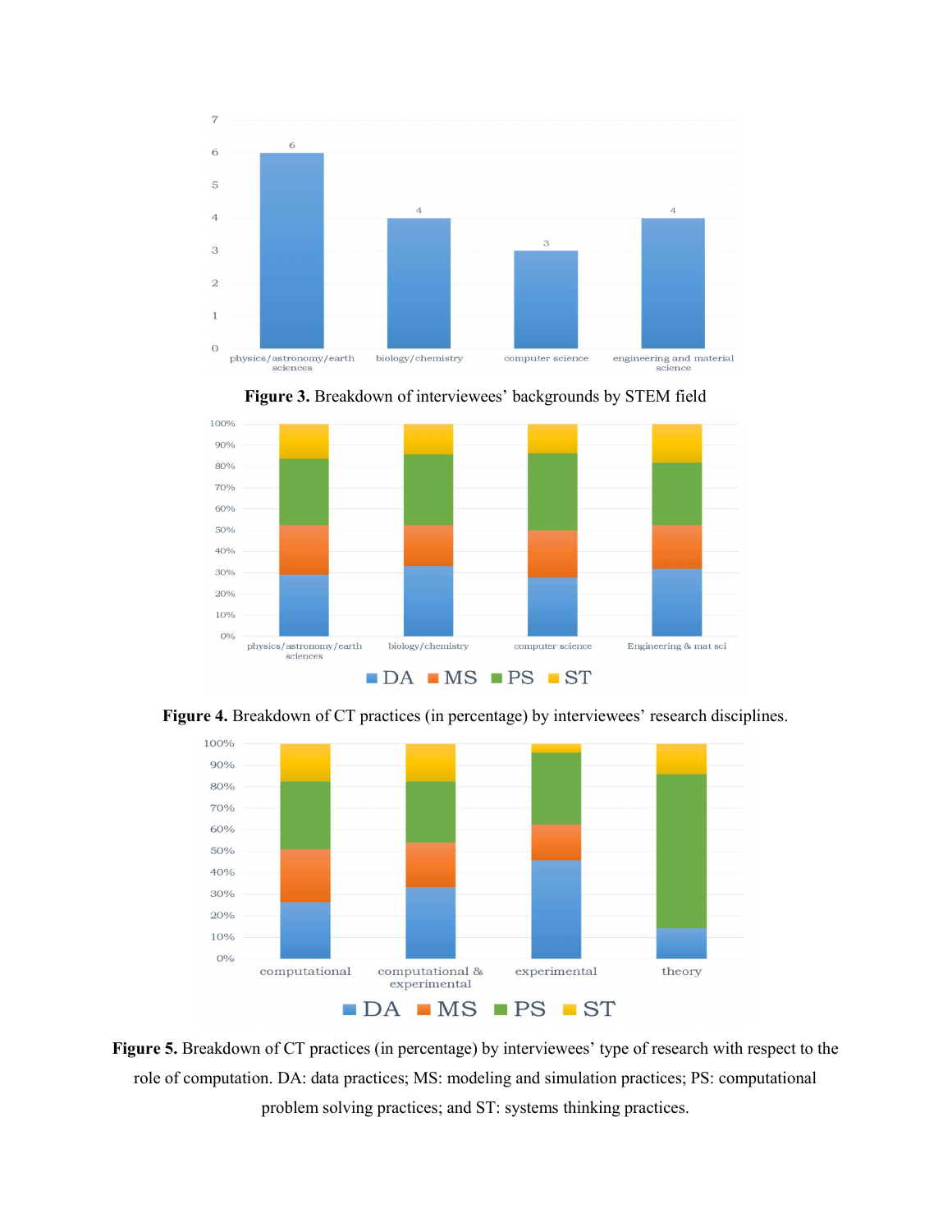7
6
5
4
3
2
1
0

6
4
3
4

physics/astronomy/earth sciences
biology/chemistry
computer science
engineering and material science

**Figure 3.** Breakdown of interviewees' backgrounds by STEM field

100%
90%
80%
70%
60%
50%
40%
30%
20%
10%
0%

physics/astronomy/earth sciences
biology/chemistry
computer science
Engineering & mat sci

DA MS PS ST

**Figure 4.** Breakdown of CT practices (in percentage) by interviewees' research disciplines.

100%
90%
80%
70%
60%
50%
40%
30%
20%
10%
0%

computational
computational & experimental
experimental
theory

DA MS PS ST

**Figure 5.** Breakdown of CT practices (in percentage) by interviewees' type of research with respect to the role of computation. DA: data practices; MS: modeling and simulation practices; PS: computational problem solving practices; and ST: systems thinking practices.